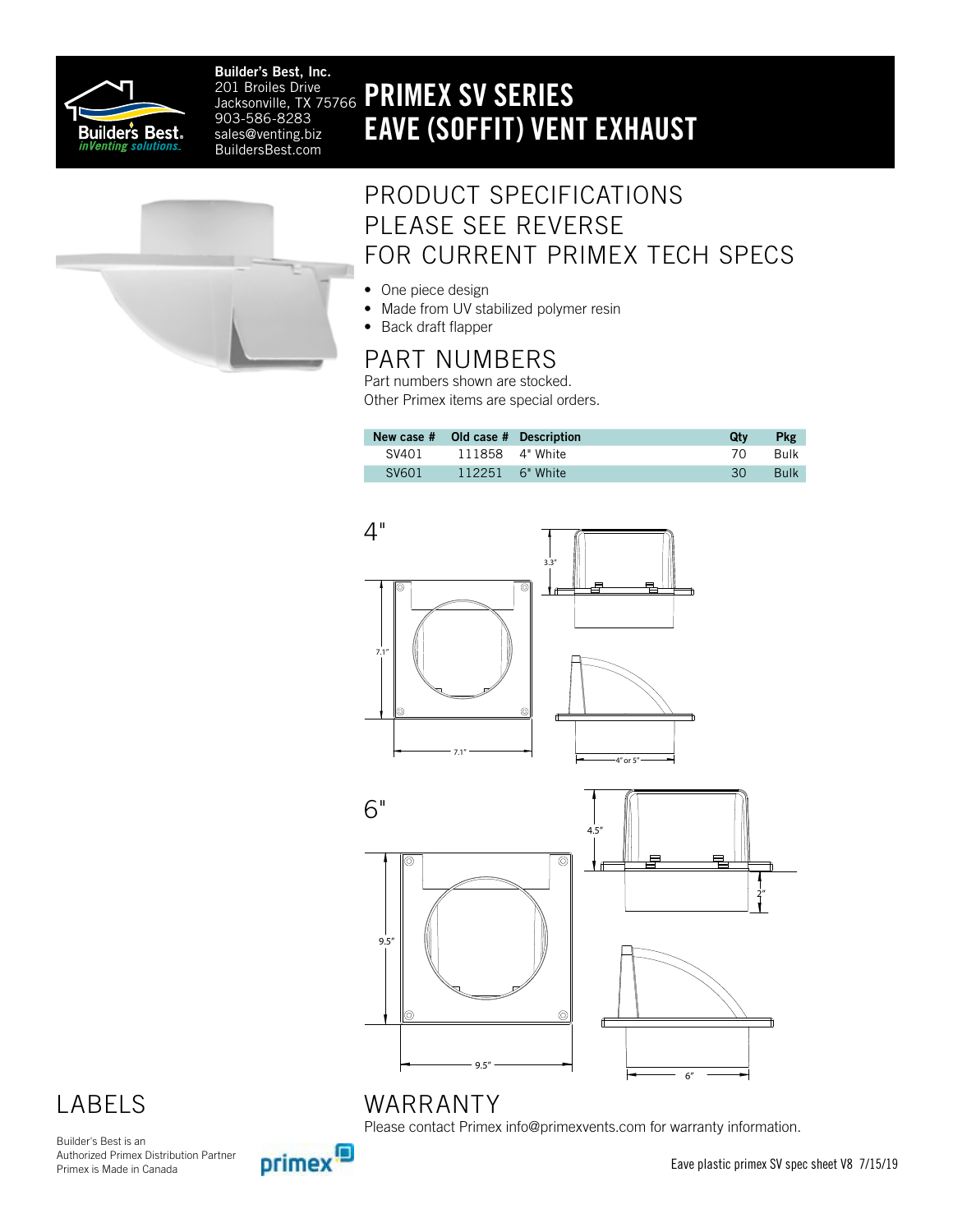**Builder's Best, Inc.**
201 Broiles Drive
Jacksonville, TX 75766
903-586-8283
sales@venting.biz
BuildersBest.com

# PRIMEX SV SERIES EAVE (SOFFIT) VENT EXHAUST

## PRODUCT SPECIFICATIONS PLEASE SEE REVERSE FOR CURRENT PRIMEX TECH SPECS

- One piece design
- Made from UV stabilized polymer resin
- Back draft flapper

## PART NUMBERS

Part numbers shown are stocked.
Other Primex items are special orders.

| New case # | Old case # | Description | Qty | Pkg |
|---|---|---|---|---|
| SV401 | 111858 | 4" White | 70 | Bulk |
| SV601 | 112251 | 6" White | 30 | Bulk |

4"

3.3"
7.1"
7.1"
4" or 5"

6"

4.5"
2"
9.5"
9.5"
6"

## LABELS

Builder's Best is an
Authorized Primex Distribution Partner
Primex is Made in Canada

## WARRANTY

Please contact Primex info@primexvents.com for warranty information.

Eave plastic primex SV spec sheet V8 7/15/19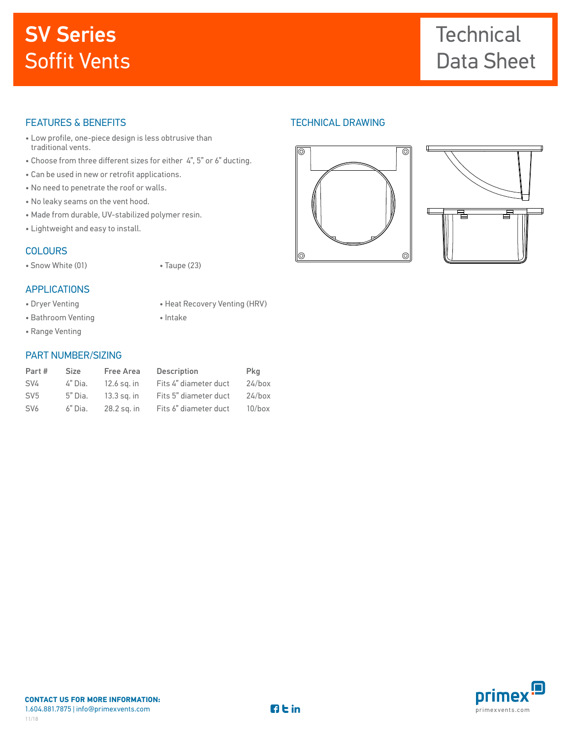# SV Series Soffit Vents

Technical Data Sheet

## FEATURES & BENEFITS

- Low profile, one-piece design is less obtrusive than traditional vents.
- Choose from three different sizes for either 4", 5" or 6" ducting.
- Can be used in new or retrofit applications.
- No need to penetrate the roof or walls.
- No leaky seams on the vent hood.
- Made from durable, UV-stabilized polymer resin.
- Lightweight and easy to install.

## COLOURS

- Snow White (01)
- Taupe (23)

## APPLICATIONS

- Dryer Venting
- Bathroom Venting
- Range Venting
- Heat Recovery Venting (HRV)
- Intake

## PART NUMBER/SIZING

| Part # | Size | Free Area | Description | Pkg |
|---|---|---|---|---|
| SV4 | 4" Dia. | 12.6 sq. in | Fits 4" diameter duct | 24/box |
| SV5 | 5" Dia. | 13.3 sq. in | Fits 5" diameter duct | 24/box |
| SV6 | 6" Dia. | 28.2 sq. in | Fits 6" diameter duct | 10/box |

## TECHNICAL DRAWING

**CONTACT US FOR MORE INFORMATION:**
1.604.881.7875 | info@primexvents.com

11/18

primex
primexvents.com